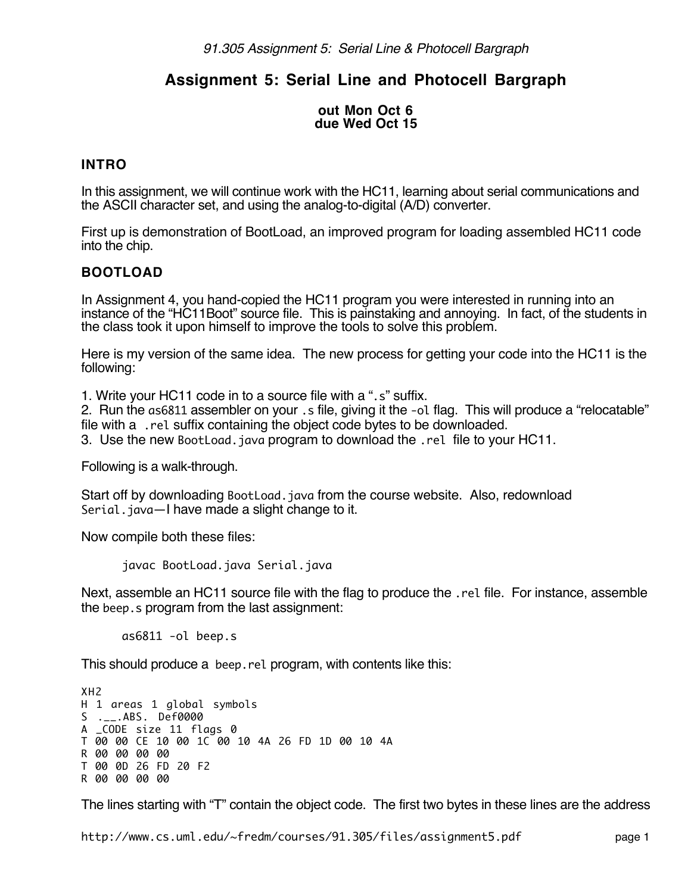# Assignment 5: Serial Line and Photocell Bargraph

**out Mon Oct 6**
**due Wed Oct 15**

## INTRO

In this assignment, we will continue work with the HC11, learning about serial communications and the ASCII character set, and using the analog-to-digital (A/D) converter.

First up is demonstration of BootLoad, an improved program for loading assembled HC11 code into the chip.

## BOOTLOAD

In Assignment 4, you hand-copied the HC11 program you were interested in running into an instance of the "HC11Boot" source file. This is painstaking and annoying. In fact, of the students in the class took it upon himself to improve the tools to solve this problem.

Here is my version of the same idea. The new process for getting your code into the HC11 is the following:

1. Write your HC11 code in to a source file with a "`.s`" suffix.
2. Run the `as6811` assembler on your `.s` file, giving it the `-ol` flag. This will produce a "relocatable" file with a `.rel` suffix containing the object code bytes to be downloaded.
3. Use the new `BootLoad.java` program to download the `.rel` file to your HC11.

Following is a walk-through.

Start off by downloading `BootLoad.java` from the course website. Also, redownload `Serial.java`—I have made a slight change to it.

Now compile both these files:

```
javac BootLoad.java Serial.java
```

Next, assemble an HC11 source file with the flag to produce the `.rel` file. For instance, assemble the `beep.s` program from the last assignment:

```
as6811 -ol beep.s
```

This should produce a `beep.rel` program, with contents like this:

```
XH2
H 1 areas 1 global symbols
S .__.ABS. Def0000
A _CODE size 11 flags 0
T 00 00 CE 10 00 1C 00 10 4A 26 FD 1D 00 10 4A
R 00 00 00 00
T 00 0D 26 FD 20 F2
R 00 00 00 00
```

The lines starting with "T" contain the object code. The first two bytes in these lines are the address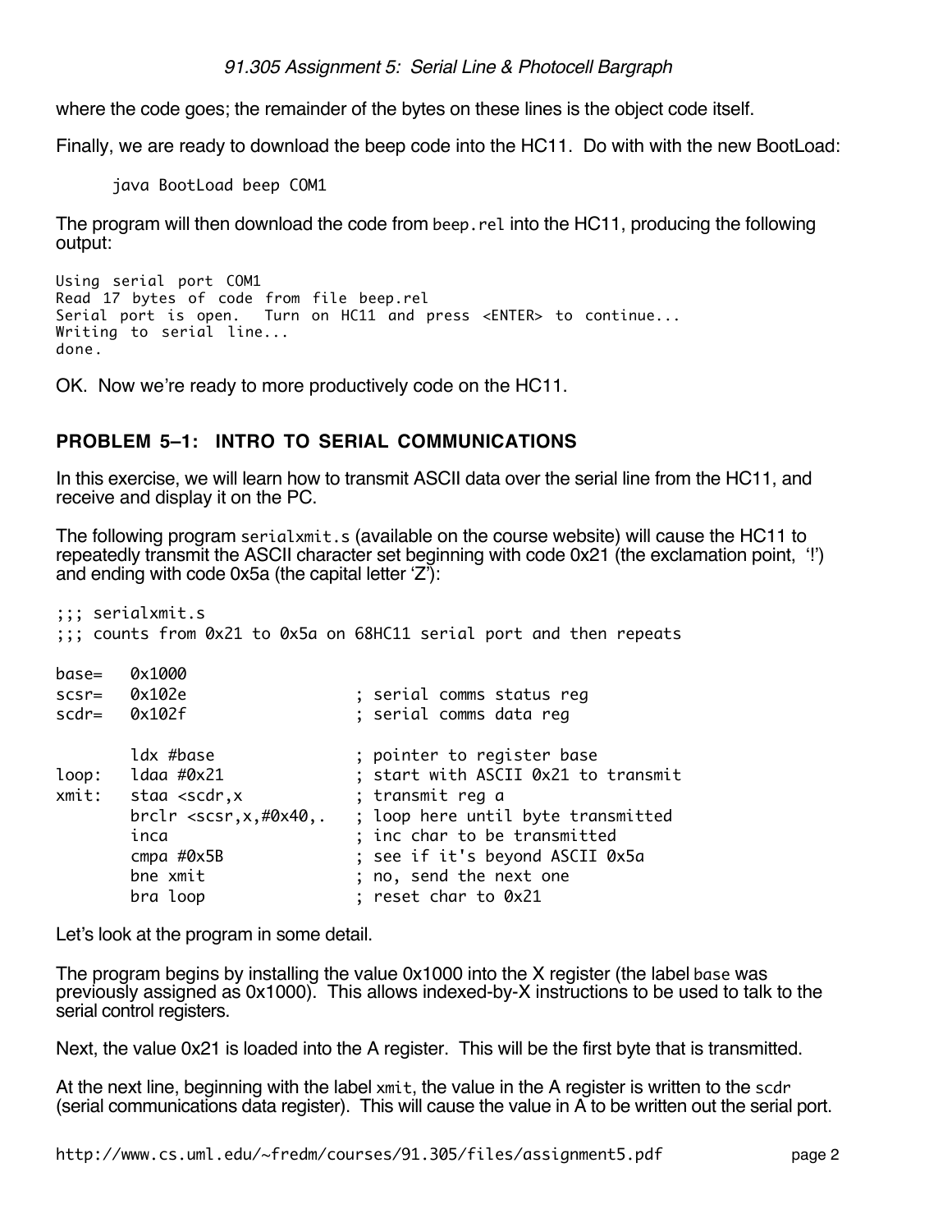where the code goes; the remainder of the bytes on these lines is the object code itself.

Finally, we are ready to download the beep code into the HC11. Do with with the new BootLoad:

```
java BootLoad beep COM1
```

The program will then download the code from `beep.rel` into the HC11, producing the following output:

```
Using serial port COM1
Read 17 bytes of code from file beep.rel
Serial port is open.  Turn on HC11 and press <ENTER> to continue...
Writing to serial line...
done.
```

OK. Now we're ready to more productively code on the HC11.

## PROBLEM 5–1: INTRO TO SERIAL COMMUNICATIONS

In this exercise, we will learn how to transmit ASCII data over the serial line from the HC11, and receive and display it on the PC.

The following program `serialxmit.s` (available on the course website) will cause the HC11 to repeatedly transmit the ASCII character set beginning with code 0x21 (the exclamation point, '!') and ending with code 0x5a (the capital letter 'Z'):

```
;;; serialxmit.s
;;; counts from 0x21 to 0x5a on 68HC11 serial port and then repeats

base=   0x1000
scsr=   0x102e                  ; serial comms status reg
scdr=   0x102f                  ; serial comms data reg

        ldx #base               ; pointer to register base
loop:   ldaa #0x21              ; start with ASCII 0x21 to transmit
xmit:   staa <scdr,x            ; transmit reg a
        brclr <scsr,x,#0x40,.   ; loop here until byte transmitted
        inca                    ; inc char to be transmitted
        cmpa #0x5B              ; see if it's beyond ASCII 0x5a
        bne xmit                ; no, send the next one
        bra loop                ; reset char to 0x21
```

Let's look at the program in some detail.

The program begins by installing the value 0x1000 into the X register (the label `base` was previously assigned as 0x1000). This allows indexed-by-X instructions to be used to talk to the serial control registers.

Next, the value 0x21 is loaded into the A register. This will be the first byte that is transmitted.

At the next line, beginning with the label `xmit`, the value in the A register is written to the `scdr` (serial communications data register). This will cause the value in A to be written out the serial port.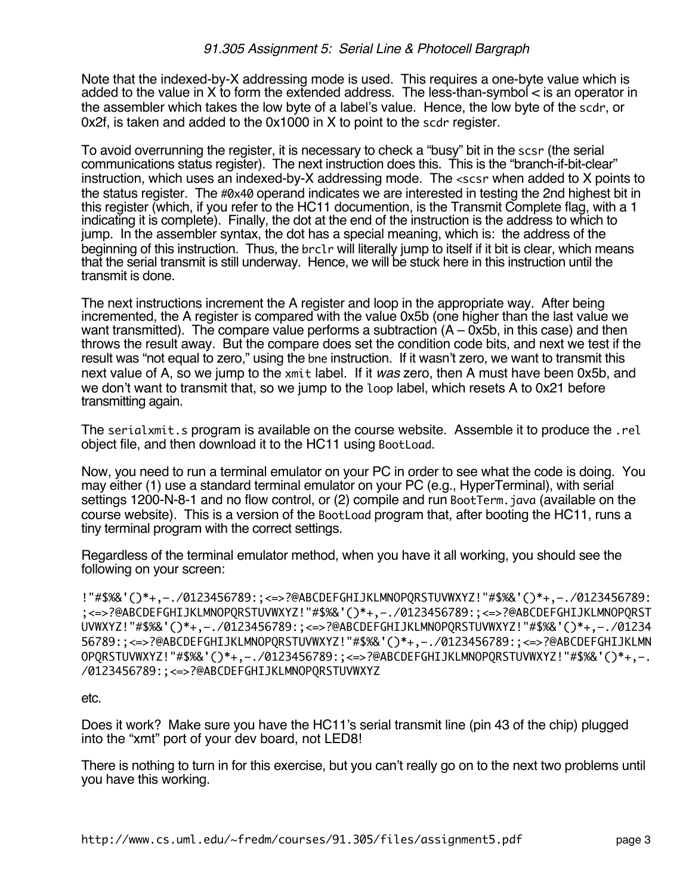Note that the indexed-by-X addressing mode is used. This requires a one-byte value which is added to the value in X to form the extended address. The less-than-symbol < is an operator in the assembler which takes the low byte of a label's value. Hence, the low byte of the `scdr`, or 0x2f, is taken and added to the 0x1000 in X to point to the `scdr` register.

To avoid overrunning the register, it is necessary to check a "busy" bit in the `scsr` (the serial communications status register). The next instruction does this. This is the "branch-if-bit-clear" instruction, which uses an indexed-by-X addressing mode. The `<scsr` when added to X points to the status register. The `#0x40` operand indicates we are interested in testing the 2nd highest bit in this register (which, if you refer to the HC11 documention, is the Transmit Complete flag, with a 1 indicating it is complete). Finally, the dot at the end of the instruction is the address to which to jump. In the assembler syntax, the dot has a special meaning, which is: the address of the beginning of this instruction. Thus, the `brclr` will literally jump to itself if it bit is clear, which means that the serial transmit is still underway. Hence, we will be stuck here in this instruction until the transmit is done.

The next instructions increment the A register and loop in the appropriate way. After being incremented, the A register is compared with the value 0x5b (one higher than the last value we want transmitted). The compare value performs a subtraction (A – 0x5b, in this case) and then throws the result away. But the compare does set the condition code bits, and next we test if the result was "not equal to zero," using the `bne` instruction. If it wasn't zero, we want to transmit this next value of A, so we jump to the `xmit` label. If it *was* zero, then A must have been 0x5b, and we don't want to transmit that, so we jump to the `loop` label, which resets A to 0x21 before transmitting again.

The `serialxmit.s` program is available on the course website. Assemble it to produce the `.rel` object file, and then download it to the HC11 using `BootLoad`.

Now, you need to run a terminal emulator on your PC in order to see what the code is doing. You may either (1) use a standard terminal emulator on your PC (e.g., HyperTerminal), with serial settings 1200-N-8-1 and no flow control, or (2) compile and run `BootTerm.java` (available on the course website). This is a version of the `BootLoad` program that, after booting the HC11, runs a tiny terminal program with the correct settings.

Regardless of the terminal emulator method, when you have it all working, you should see the following on your screen:

```
!"#$%&'()*+,-./0123456789:;<=>?@ABCDEFGHIJKLMNOPQRSTUVWXYZ!"#$%&'()*+,-./0123456789:
;<=>?@ABCDEFGHIJKLMNOPQRSTUVWXYZ!"#$%&'()*+,-./0123456789:;<=>?@ABCDEFGHIJKLMNOPQRST
UVWXYZ!"#$%&'()*+,-./0123456789:;<=>?@ABCDEFGHIJKLMNOPQRSTUVWXYZ!"#$%&'()*+,-./01234
56789:;<=>?@ABCDEFGHIJKLMNOPQRSTUVWXYZ!"#$%&'()*+,-./0123456789:;<=>?@ABCDEFGHIJKLMN
OPQRSTUVWXYZ!"#$%&'()*+,-./0123456789:;<=>?@ABCDEFGHIJKLMNOPQRSTUVWXYZ!"#$%&'()*+,-.
/0123456789:;<=>?@ABCDEFGHIJKLMNOPQRSTUVWXYZ
```

etc.

Does it work? Make sure you have the HC11's serial transmit line (pin 43 of the chip) plugged into the "xmt" port of your dev board, not LED8!

There is nothing to turn in for this exercise, but you can't really go on to the next two problems until you have this working.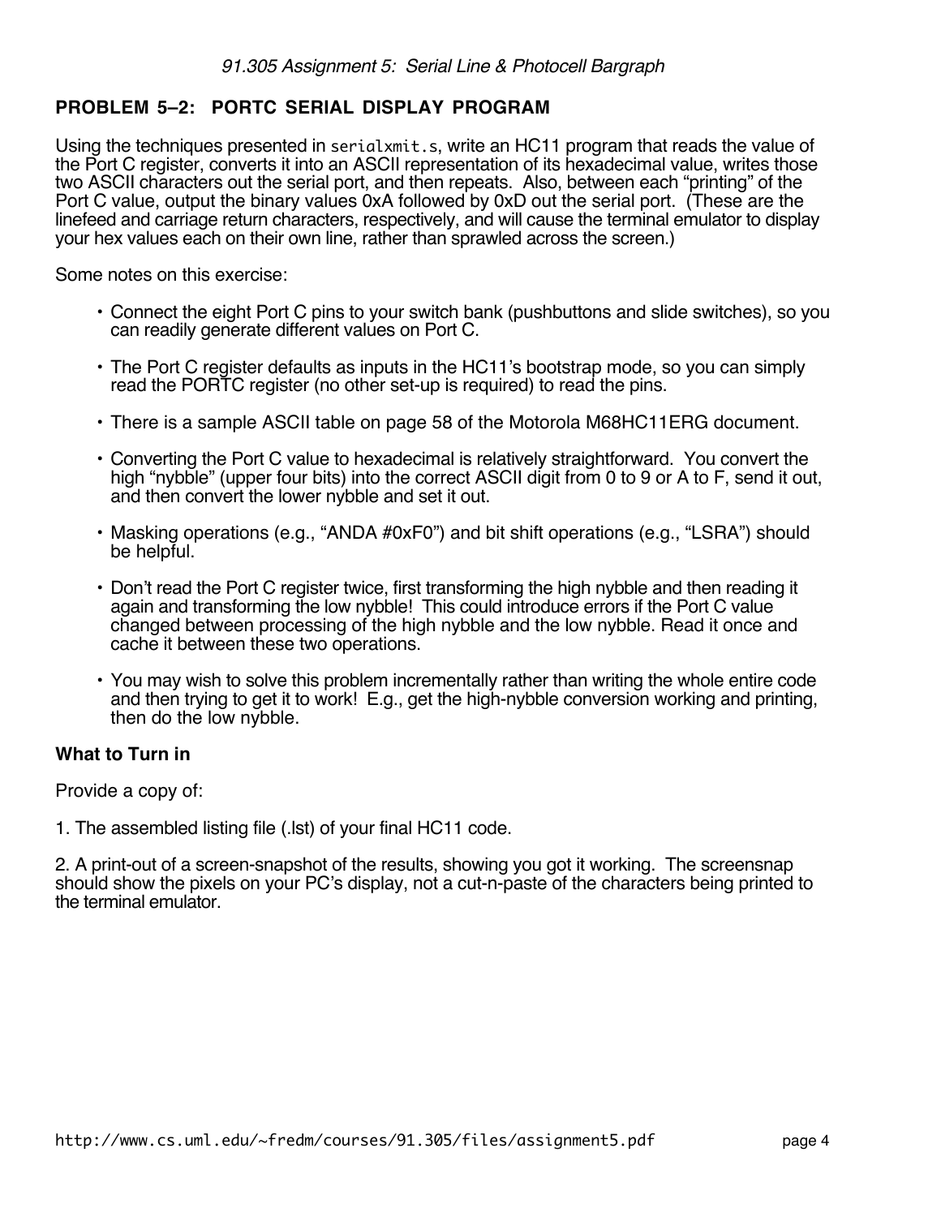## PROBLEM 5–2: PORTC SERIAL DISPLAY PROGRAM

Using the techniques presented in `serialxmit.s`, write an HC11 program that reads the value of the Port C register, converts it into an ASCII representation of its hexadecimal value, writes those two ASCII characters out the serial port, and then repeats. Also, between each "printing" of the Port C value, output the binary values 0xA followed by 0xD out the serial port. (These are the linefeed and carriage return characters, respectively, and will cause the terminal emulator to display your hex values each on their own line, rather than sprawled across the screen.)

Some notes on this exercise:

- Connect the eight Port C pins to your switch bank (pushbuttons and slide switches), so you can readily generate different values on Port C.
- The Port C register defaults as inputs in the HC11's bootstrap mode, so you can simply read the PORTC register (no other set-up is required) to read the pins.
- There is a sample ASCII table on page 58 of the Motorola M68HC11ERG document.
- Converting the Port C value to hexadecimal is relatively straightforward. You convert the high "nybble" (upper four bits) into the correct ASCII digit from 0 to 9 or A to F, send it out, and then convert the lower nybble and set it out.
- Masking operations (e.g., "ANDA #0xF0") and bit shift operations (e.g., "LSRA") should be helpful.
- Don't read the Port C register twice, first transforming the high nybble and then reading it again and transforming the low nybble! This could introduce errors if the Port C value changed between processing of the high nybble and the low nybble. Read it once and cache it between these two operations.
- You may wish to solve this problem incrementally rather than writing the whole entire code and then trying to get it to work! E.g., get the high-nybble conversion working and printing, then do the low nybble.

### What to Turn in

Provide a copy of:

1. The assembled listing file (.lst) of your final HC11 code.

2. A print-out of a screen-snapshot of the results, showing you got it working. The screensnap should show the pixels on your PC's display, not a cut-n-paste of the characters being printed to the terminal emulator.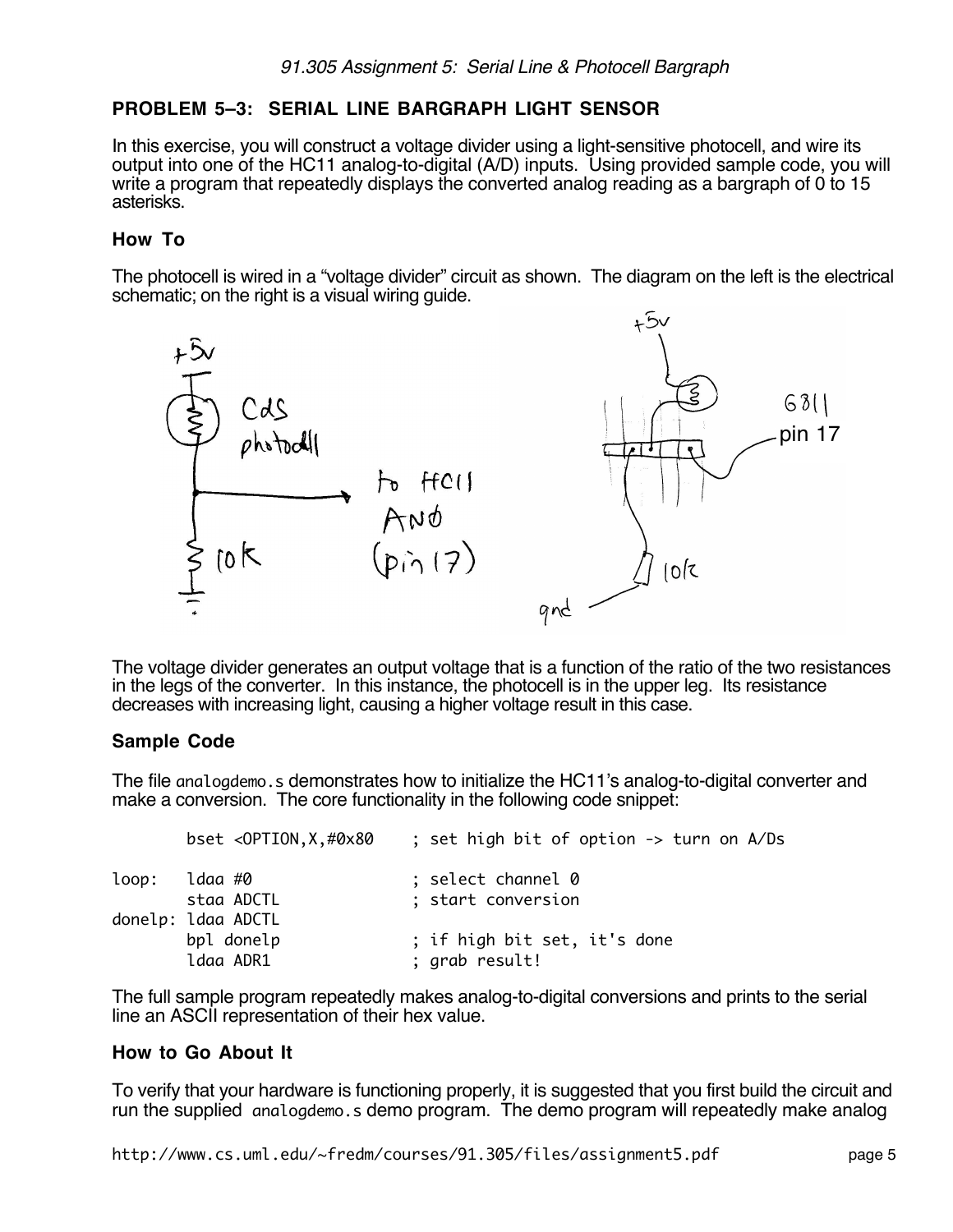## PROBLEM 5–3: SERIAL LINE BARGRAPH LIGHT SENSOR

In this exercise, you will construct a voltage divider using a light-sensitive photocell, and wire its output into one of the HC11 analog-to-digital (A/D) inputs. Using provided sample code, you will write a program that repeatedly displays the converted analog reading as a bargraph of 0 to 15 asterisks.

### How To

The photocell is wired in a "voltage divider" circuit as shown. The diagram on the left is the electrical schematic; on the right is a visual wiring guide.

The voltage divider generates an output voltage that is a function of the ratio of the two resistances in the legs of the converter. In this instance, the photocell is in the upper leg. Its resistance decreases with increasing light, causing a higher voltage result in this case.

### Sample Code

The file `analogdemo.s` demonstrates how to initialize the HC11's analog-to-digital converter and make a conversion. The core functionality in the following code snippet:

```
        bset <OPTION,X,#0x80    ; set high bit of option -> turn on A/Ds

loop:   ldaa #0                 ; select channel 0
        staa ADCTL              ; start conversion
donelp: ldaa ADCTL
        bpl donelp              ; if high bit set, it's done
        ldaa ADR1               ; grab result!
```

The full sample program repeatedly makes analog-to-digital conversions and prints to the serial line an ASCII representation of their hex value.

### How to Go About It

To verify that your hardware is functioning properly, it is suggested that you first build the circuit and run the supplied `analogdemo.s` demo program. The demo program will repeatedly make analog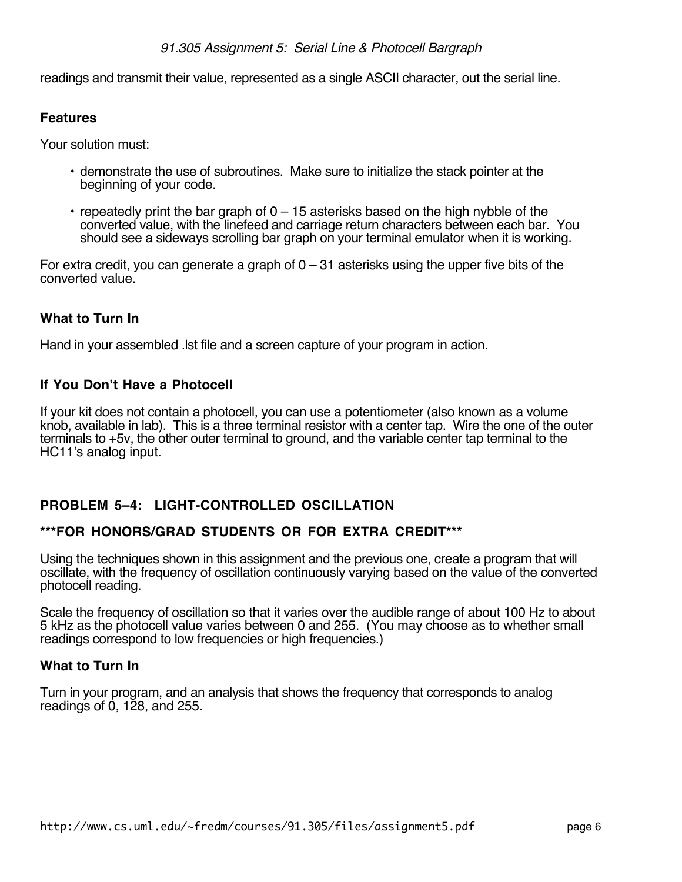readings and transmit their value, represented as a single ASCII character, out the serial line.

### Features

Your solution must:

- demonstrate the use of subroutines. Make sure to initialize the stack pointer at the beginning of your code.
- repeatedly print the bar graph of 0 – 15 asterisks based on the high nybble of the converted value, with the linefeed and carriage return characters between each bar. You should see a sideways scrolling bar graph on your terminal emulator when it is working.

For extra credit, you can generate a graph of 0 – 31 asterisks using the upper five bits of the converted value.

### What to Turn In

Hand in your assembled .lst file and a screen capture of your program in action.

### If You Don't Have a Photocell

If your kit does not contain a photocell, you can use a potentiometer (also known as a volume knob, available in lab). This is a three terminal resistor with a center tap. Wire the one of the outer terminals to +5v, the other outer terminal to ground, and the variable center tap terminal to the HC11's analog input.

## PROBLEM 5–4: LIGHT-CONTROLLED OSCILLATION

### ***FOR HONORS/GRAD STUDENTS OR FOR EXTRA CREDIT***

Using the techniques shown in this assignment and the previous one, create a program that will oscillate, with the frequency of oscillation continuously varying based on the value of the converted photocell reading.

Scale the frequency of oscillation so that it varies over the audible range of about 100 Hz to about 5 kHz as the photocell value varies between 0 and 255. (You may choose as to whether small readings correspond to low frequencies or high frequencies.)

### What to Turn In

Turn in your program, and an analysis that shows the frequency that corresponds to analog readings of 0, 128, and 255.